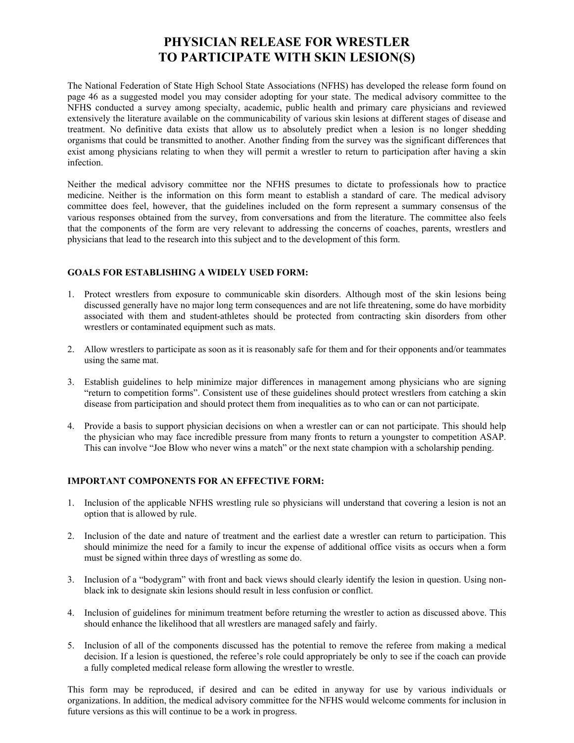# PHYSICIAN RELEASE FOR WRESTLER TO PARTICIPATE WITH SKIN LESION(S)

The National Federation of State High School State Associations (NFHS) has developed the release form found on page 46 as a suggested model you may consider adopting for your state. The medical advisory committee to the NFHS conducted a survey among specialty, academic, public health and primary care physicians and reviewed extensively the literature available on the communicability of various skin lesions at different stages of disease and treatment. No definitive data exists that allow us to absolutely predict when a lesion is no longer shedding organisms that could be transmitted to another. Another finding from the survey was the significant differences that exist among physicians relating to when they will permit a wrestler to return to participation after having a skin infection.

Neither the medical advisory committee nor the NFHS presumes to dictate to professionals how to practice medicine. Neither is the information on this form meant to establish a standard of care. The medical advisory committee does feel, however, that the guidelines included on the form represent a summary consensus of the various responses obtained from the survey, from conversations and from the literature. The committee also feels that the components of the form are very relevant to addressing the concerns of coaches, parents, wrestlers and physicians that lead to the research into this subject and to the development of this form.

### GOALS FOR ESTABLISHING A WIDELY USED FORM:

1. Protect wrestlers from exposure to communicable skin disorders. Although most of the skin lesions being discussed generally have no major long term consequences and are not life threatening, some do have morbidity associated with them and student-athletes should be protected from contracting skin disorders from other wrestlers or contaminated equipment such as mats.

2. Allow wrestlers to participate as soon as it is reasonably safe for them and for their opponents and/or teammates using the same mat.

3. Establish guidelines to help minimize major differences in management among physicians who are signing "return to competition forms". Consistent use of these guidelines should protect wrestlers from catching a skin disease from participation and should protect them from inequalities as to who can or can not participate.

4. Provide a basis to support physician decisions on when a wrestler can or can not participate. This should help the physician who may face incredible pressure from many fronts to return a youngster to competition ASAP. This can involve "Joe Blow who never wins a match" or the next state champion with a scholarship pending.

### IMPORTANT COMPONENTS FOR AN EFFECTIVE FORM:

1. Inclusion of the applicable NFHS wrestling rule so physicians will understand that covering a lesion is not an option that is allowed by rule.

2. Inclusion of the date and nature of treatment and the earliest date a wrestler can return to participation. This should minimize the need for a family to incur the expense of additional office visits as occurs when a form must be signed within three days of wrestling as some do.

3. Inclusion of a "bodygram" with front and back views should clearly identify the lesion in question. Using non-black ink to designate skin lesions should result in less confusion or conflict.

4. Inclusion of guidelines for minimum treatment before returning the wrestler to action as discussed above. This should enhance the likelihood that all wrestlers are managed safely and fairly.

5. Inclusion of all of the components discussed has the potential to remove the referee from making a medical decision. If a lesion is questioned, the referee's role could appropriately be only to see if the coach can provide a fully completed medical release form allowing the wrestler to wrestle.

This form may be reproduced, if desired and can be edited in anyway for use by various individuals or organizations. In addition, the medical advisory committee for the NFHS would welcome comments for inclusion in future versions as this will continue to be a work in progress.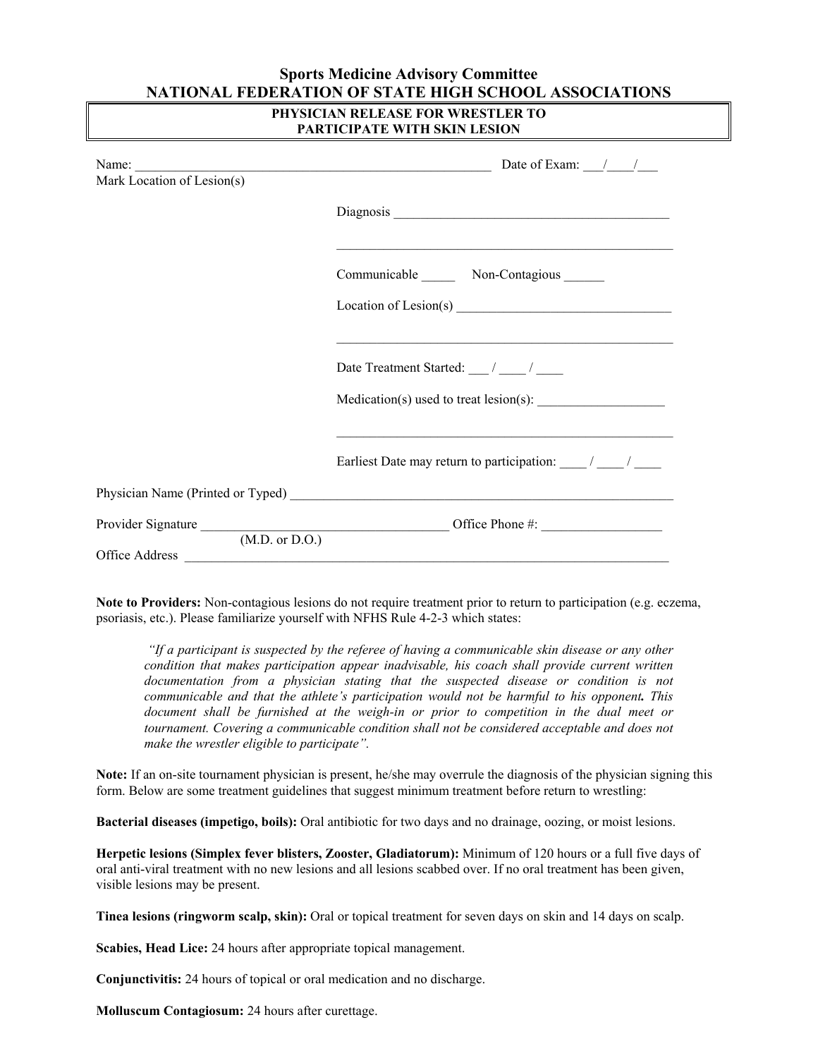## Sports Medicine Advisory Committee
## NATIONAL FEDERATION OF STATE HIGH SCHOOL ASSOCIATIONS

### PHYSICIAN RELEASE FOR WRESTLER TO PARTICIPATE WITH SKIN LESION

Name: _______________________________________________________ Date of Exam: ___/____/___

Mark Location of Lesion(s)

Diagnosis __________________________________________

___________________________________________________

Communicable _____ Non-Contagious ______

Location of Lesion(s) ________________________________

___________________________________________________

Date Treatment Started: ___ / ____ / ____

Medication(s) used to treat lesion(s): ___________________

___________________________________________________

Earliest Date may return to participation: ____ / ____ / ____

Physician Name (Printed or Typed) ____________________________________________________________

Provider Signature _____________________________________ Office Phone #: __________________
(M.D. or D.O.)

Office Address ____________________________________________________________________________

**Note to Providers:** Non-contagious lesions do not require treatment prior to return to participation (e.g. eczema, psoriasis, etc.). Please familiarize yourself with NFHS Rule 4-2-3 which states:

> *"If a participant is suspected by the referee of having a communicable skin disease or any other condition that makes participation appear inadvisable, his coach shall provide current written documentation from a physician stating that the suspected disease or condition is not communicable and that the athlete's participation would not be harmful to his opponent**.** This document shall be furnished at the weigh-in or prior to competition in the dual meet or tournament. Covering a communicable condition shall not be considered acceptable and does not make the wrestler eligible to participate".*

**Note:** If an on-site tournament physician is present, he/she may overrule the diagnosis of the physician signing this form. Below are some treatment guidelines that suggest minimum treatment before return to wrestling:

**Bacterial diseases (impetigo, boils):** Oral antibiotic for two days and no drainage, oozing, or moist lesions.

**Herpetic lesions (Simplex fever blisters, Zooster, Gladiatorum):** Minimum of 120 hours or a full five days of oral anti-viral treatment with no new lesions and all lesions scabbed over. If no oral treatment has been given, visible lesions may be present.

**Tinea lesions (ringworm scalp, skin):** Oral or topical treatment for seven days on skin and 14 days on scalp.

**Scabies, Head Lice:** 24 hours after appropriate topical management.

**Conjunctivitis:** 24 hours of topical or oral medication and no discharge.

**Molluscum Contagiosum:** 24 hours after curettage.